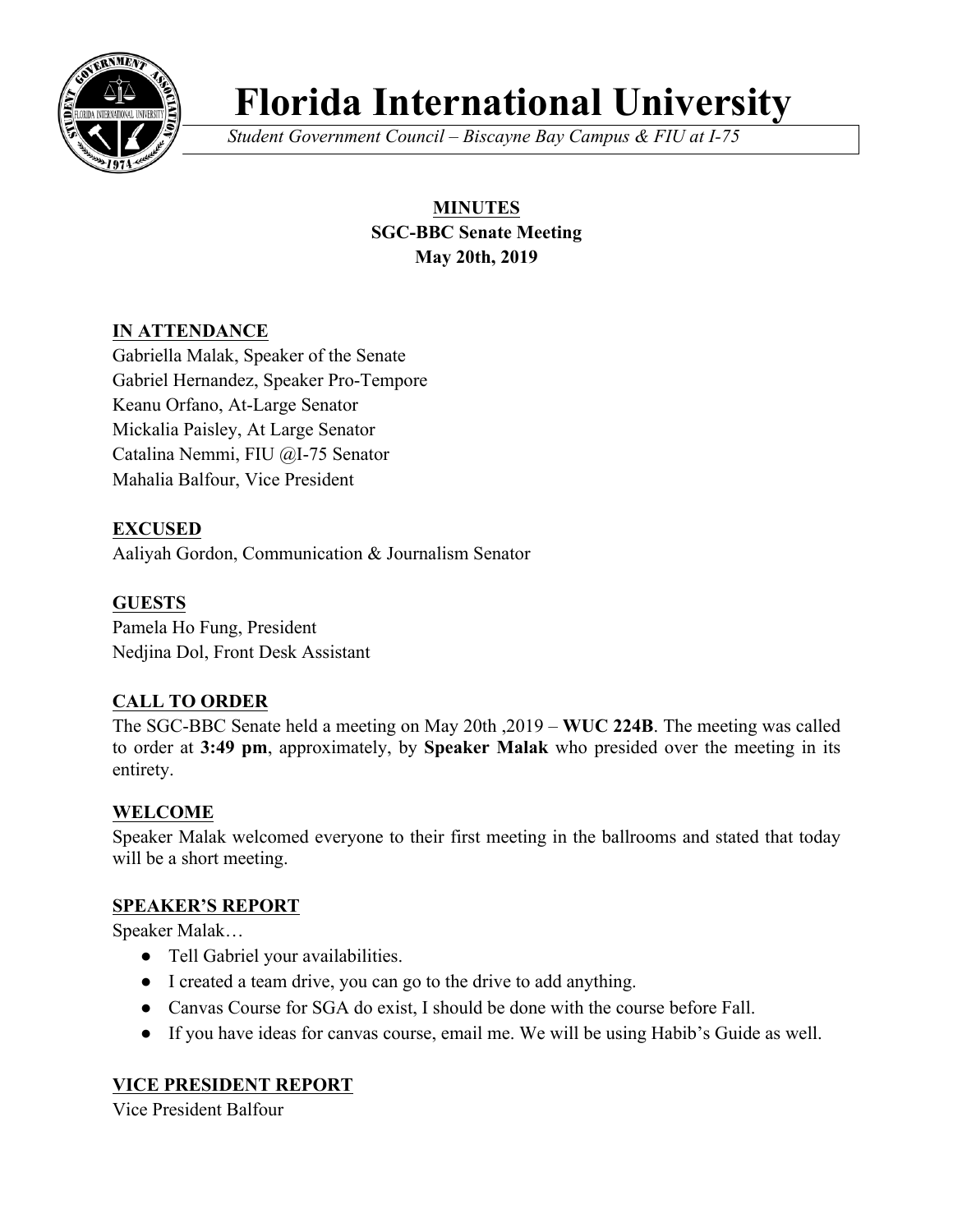# Florida International University

*Student Government Council – Biscayne Bay Campus & FIU at I-75*

**MINUTES**
**SGC-BBC Senate Meeting**
**May 20th, 2019**

## IN ATTENDANCE

Gabriella Malak, Speaker of the Senate
Gabriel Hernandez, Speaker Pro-Tempore
Keanu Orfano, At-Large Senator
Mickalia Paisley, At Large Senator
Catalina Nemmi, FIU @I-75 Senator
Mahalia Balfour, Vice President

## EXCUSED

Aaliyah Gordon, Communication & Journalism Senator

## GUESTS

Pamela Ho Fung, President
Nedjina Dol, Front Desk Assistant

## CALL TO ORDER

The SGC-BBC Senate held a meeting on May 20th ,2019 – **WUC 224B**. The meeting was called to order at **3:49 pm**, approximately, by **Speaker Malak** who presided over the meeting in its entirety.

## WELCOME

Speaker Malak welcomed everyone to their first meeting in the ballrooms and stated that today will be a short meeting.

## SPEAKER'S REPORT

Speaker Malak…

- Tell Gabriel your availabilities.
- I created a team drive, you can go to the drive to add anything.
- Canvas Course for SGA do exist, I should be done with the course before Fall.
- If you have ideas for canvas course, email me. We will be using Habib's Guide as well.

## VICE PRESIDENT REPORT

Vice President Balfour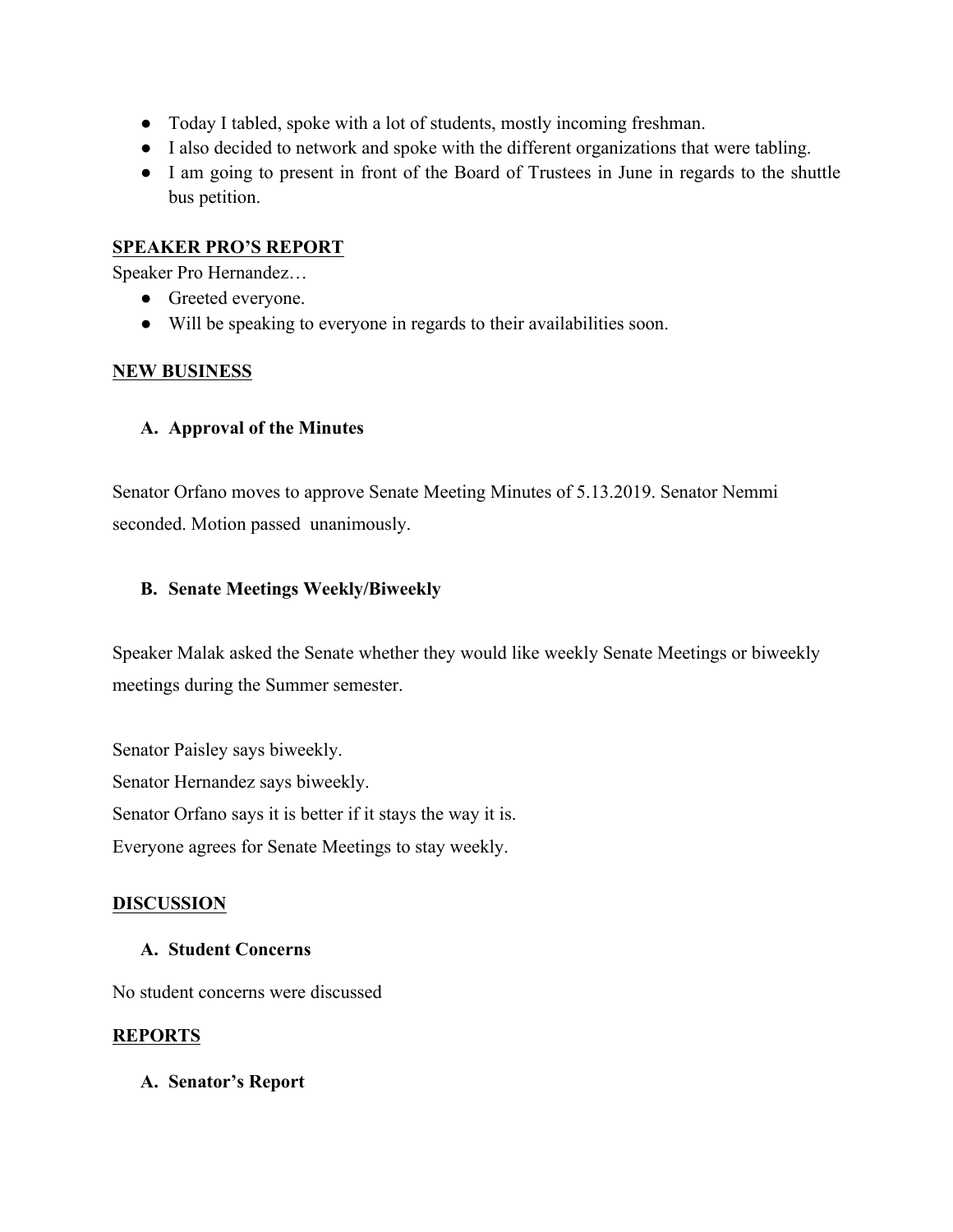- Today I tabled, spoke with a lot of students, mostly incoming freshman.
- I also decided to network and spoke with the different organizations that were tabling.
- I am going to present in front of the Board of Trustees in June in regards to the shuttle bus petition.

## SPEAKER PRO'S REPORT

Speaker Pro Hernandez…

- Greeted everyone.
- Will be speaking to everyone in regards to their availabilities soon.

## NEW BUSINESS

### A. Approval of the Minutes

Senator Orfano moves to approve Senate Meeting Minutes of 5.13.2019. Senator Nemmi seconded. Motion passed unanimously.

### B. Senate Meetings Weekly/Biweekly

Speaker Malak asked the Senate whether they would like weekly Senate Meetings or biweekly meetings during the Summer semester.

Senator Paisley says biweekly.
Senator Hernandez says biweekly.
Senator Orfano says it is better if it stays the way it is.
Everyone agrees for Senate Meetings to stay weekly.

## DISCUSSION

### A. Student Concerns

No student concerns were discussed

## REPORTS

### A. Senator's Report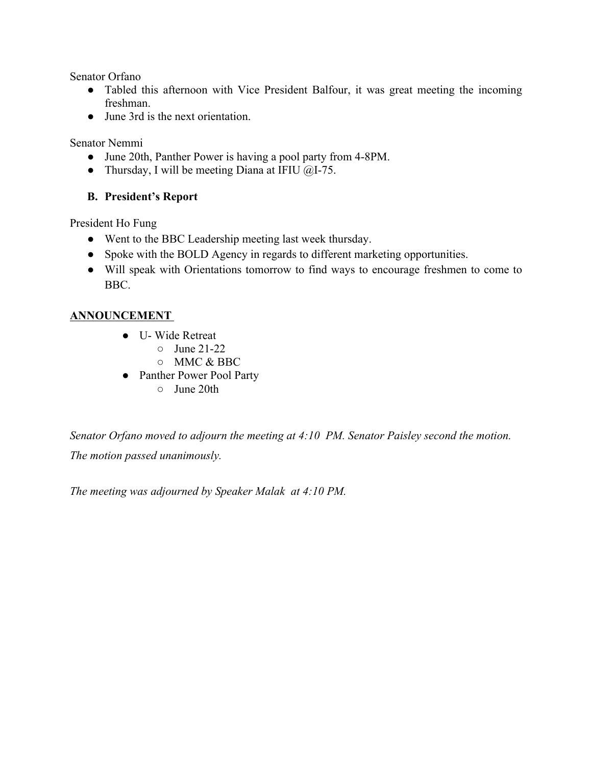Senator Orfano

- Tabled this afternoon with Vice President Balfour, it was great meeting the incoming freshman.
- June 3rd is the next orientation.

Senator Nemmi

- June 20th, Panther Power is having a pool party from 4-8PM.
- Thursday, I will be meeting Diana at IFIU @I-75.

### B. President's Report

President Ho Fung

- Went to the BBC Leadership meeting last week thursday.
- Spoke with the BOLD Agency in regards to different marketing opportunities.
- Will speak with Orientations tomorrow to find ways to encourage freshmen to come to BBC.

**ANNOUNCEMENT**

- U- Wide Retreat
  - June 21-22
  - MMC & BBC
- Panther Power Pool Party
  - June 20th

*Senator Orfano moved to adjourn the meeting at 4:10 PM. Senator Paisley second the motion. The motion passed unanimously.*

*The meeting was adjourned by Speaker Malak at 4:10 PM.*